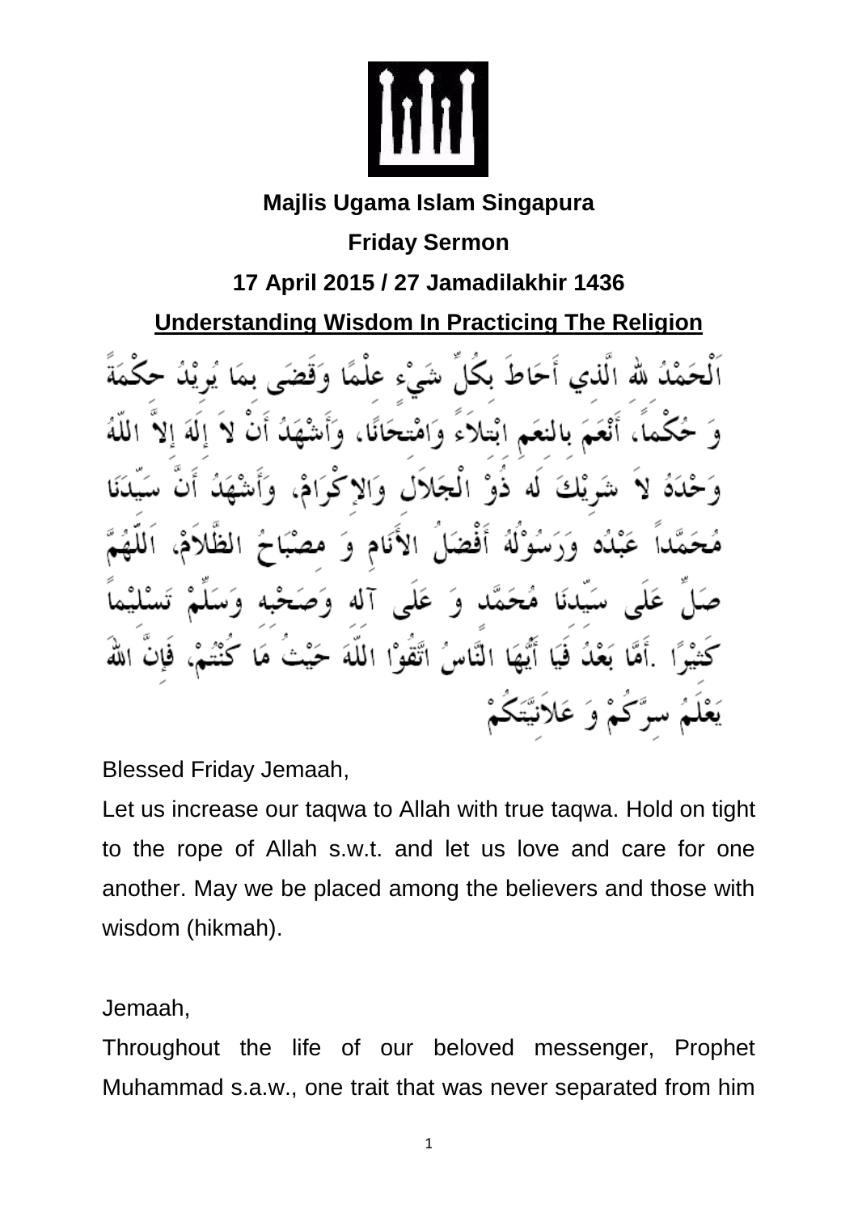**Majlis Ugama Islam Singapura**

**Friday Sermon**

**17 April 2015 / 27 Jamadilakhir 1436**

## Understanding Wisdom In Practicing The Religion

اَلْحَمْدُ للهِ الَّذِي أَحَاطَ بِكُلِّ شَيْءٍ عِلْمًا وَقَضَى بِمَا يُرِيْدُ حِكْمَةً وَ حُكْماً، أَنْعَمَ بِالنعَمِ ابْتِلاَءً وَامْتِحَانًا، وَأَشْهَدُ أَنْ لاَ إِلَهَ إِلاَّ اللّهُ وَحْدَهُ لاَ شَرِيْكَ لَه ذُوْ الْجَلاَلِ وَالإِكْرَامْ، وَأَشْهَدُ أَنَّ سَيِّدَنَا مُحَمَّداً عَبْدُه وَرَسُوْلُهُ أَفْضَلُ الأَنَامِ وَ مِصْبَاحُ الظَّلاَمْ، اَللَّهُمَّ صَلِّ عَلَى سَيِّدِنَا مُحَمَّد وَ عَلَى آله وَصَحْبِه وَسَلِّمْ تَسْلِيْماً كَثِيْرًا .أَمَّا بَعْدُ فَيَا أَيُّهَا النَّاسُ اتَّقُوْا اللّهَ حَيْثُ مَا كُنْتُمْ، فَإِنَّ اللهَ يَعْلَمُ سِرَّكُمْ وَ عَلاَنِيَّتَكُمْ

Blessed Friday Jemaah,

Let us increase our taqwa to Allah with true taqwa. Hold on tight to the rope of Allah s.w.t. and let us love and care for one another. May we be placed among the believers and those with wisdom (hikmah).

Jemaah,

Throughout the life of our beloved messenger, Prophet Muhammad s.a.w., one trait that was never separated from him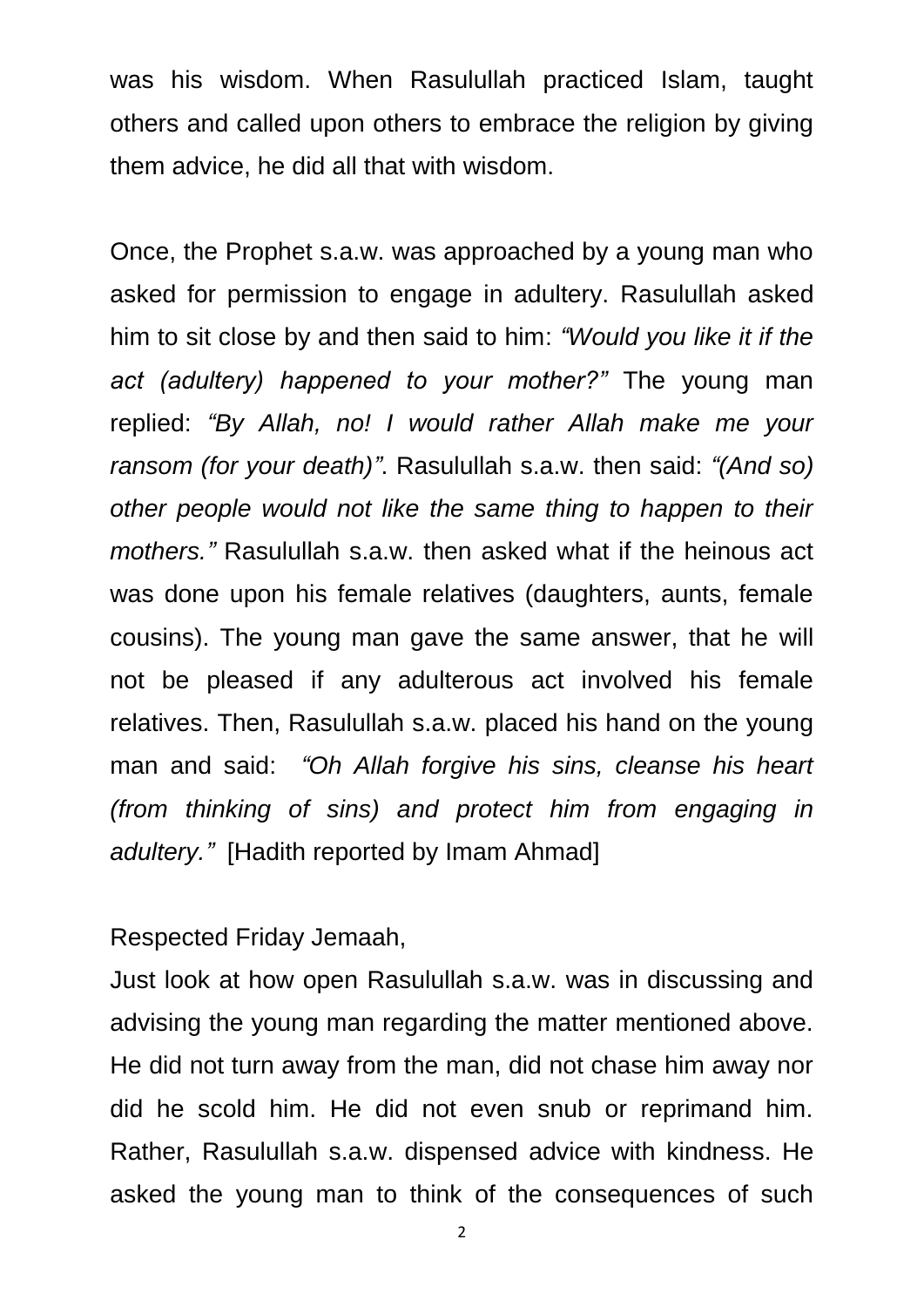was his wisdom. When Rasulullah practiced Islam, taught others and called upon others to embrace the religion by giving them advice, he did all that with wisdom.

Once, the Prophet s.a.w. was approached by a young man who asked for permission to engage in adultery. Rasulullah asked him to sit close by and then said to him: *"Would you like it if the act (adultery) happened to your mother?"* The young man replied: *"By Allah, no! I would rather Allah make me your ransom (for your death)"*. Rasulullah s.a.w. then said: *"(And so) other people would not like the same thing to happen to their mothers."* Rasulullah s.a.w. then asked what if the heinous act was done upon his female relatives (daughters, aunts, female cousins). The young man gave the same answer, that he will not be pleased if any adulterous act involved his female relatives. Then, Rasulullah s.a.w. placed his hand on the young man and said: *"Oh Allah forgive his sins, cleanse his heart (from thinking of sins) and protect him from engaging in adultery."* [Hadith reported by Imam Ahmad]

Respected Friday Jemaah,

Just look at how open Rasulullah s.a.w. was in discussing and advising the young man regarding the matter mentioned above. He did not turn away from the man, did not chase him away nor did he scold him. He did not even snub or reprimand him. Rather, Rasulullah s.a.w. dispensed advice with kindness. He asked the young man to think of the consequences of such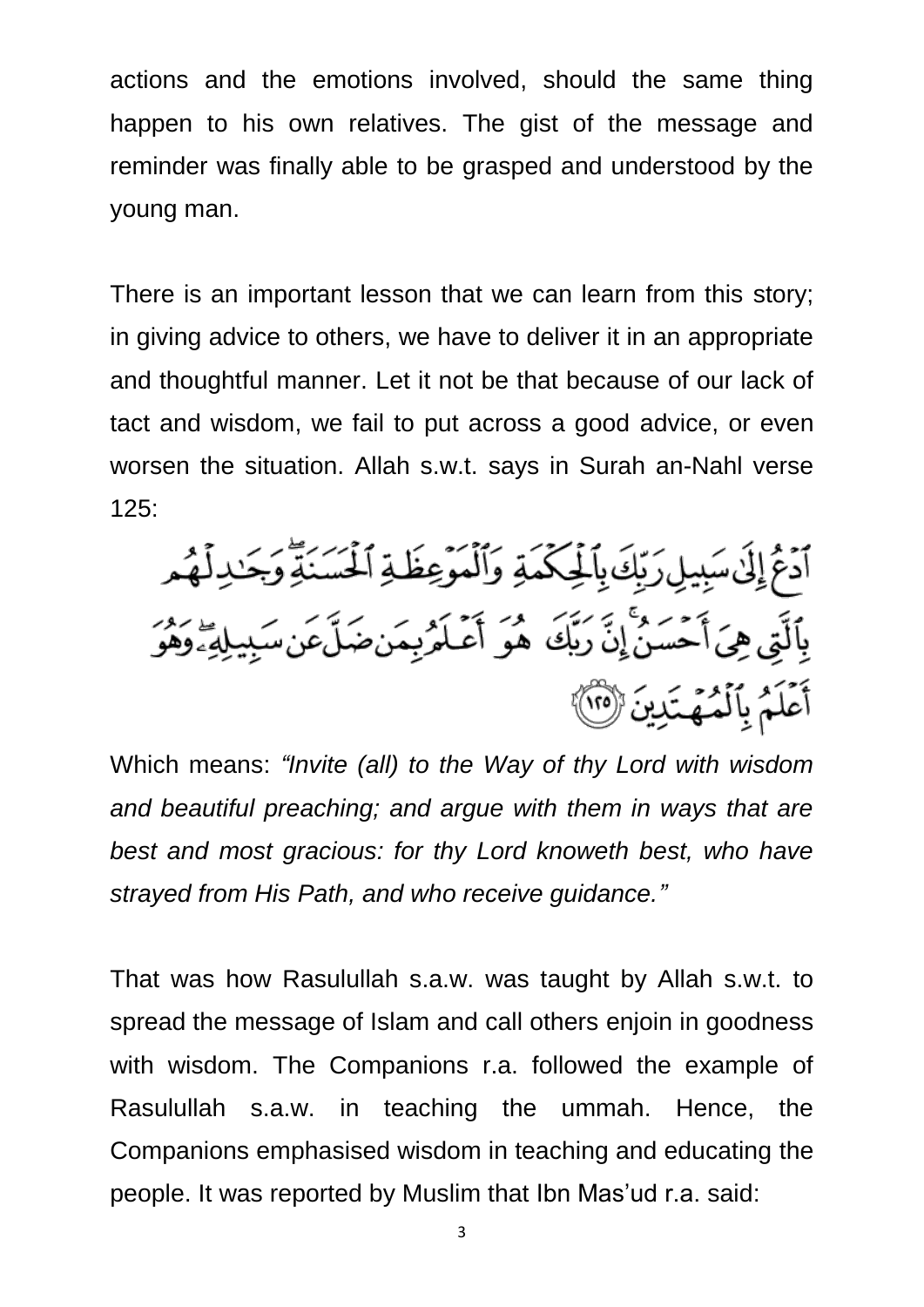actions and the emotions involved, should the same thing happen to his own relatives. The gist of the message and reminder was finally able to be grasped and understood by the young man.

There is an important lesson that we can learn from this story; in giving advice to others, we have to deliver it in an appropriate and thoughtful manner. Let it not be that because of our lack of tact and wisdom, we fail to put across a good advice, or even worsen the situation. Allah s.w.t. says in Surah an-Nahl verse 125:

ٱدْعُ إِلَىٰ سَبِيلِ رَبِّكَ بِٱلْحِكْمَةِ وَٱلْمَوْعِظَةِ ٱلْحَسَنَةِ ۖ وَجَـٰدِلْهُم بِٱلَّتِى هِىَ أَحْسَنُ ۚ إِنَّ رَبَّكَ هُوَ أَعْلَمُ بِمَن ضَلَّ عَن سَبِيلِهِۦ ۖ وَهُوَ أَعْلَمُ بِٱلْمُهْتَدِينَ ﴿١٢٥﴾

Which means: *"Invite (all) to the Way of thy Lord with wisdom and beautiful preaching; and argue with them in ways that are best and most gracious: for thy Lord knoweth best, who have strayed from His Path, and who receive guidance."*

That was how Rasulullah s.a.w. was taught by Allah s.w.t. to spread the message of Islam and call others enjoin in goodness with wisdom. The Companions r.a. followed the example of Rasulullah s.a.w. in teaching the ummah. Hence, the Companions emphasised wisdom in teaching and educating the people. It was reported by Muslim that Ibn Mas'ud r.a. said: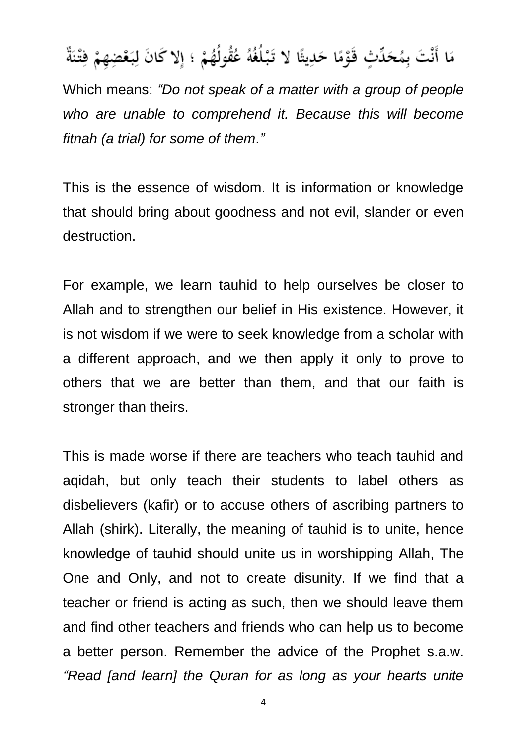مَا أَنْتَ بِمُحَدِّثٍ قَوْمًا حَدِيثًا لا تَبْلُغُهُ عُقُولُهُمْ ؛ إِلا كَانَ لِبَعْضِهِمْ فِتْنَةٌ

Which means: *“Do not speak of a matter with a group of people who are unable to comprehend it. Because this will become fitnah (a trial) for some of them.”*

This is the essence of wisdom. It is information or knowledge that should bring about goodness and not evil, slander or even destruction.

For example, we learn tauhid to help ourselves be closer to Allah and to strengthen our belief in His existence. However, it is not wisdom if we were to seek knowledge from a scholar with a different approach, and we then apply it only to prove to others that we are better than them, and that our faith is stronger than theirs.

This is made worse if there are teachers who teach tauhid and aqidah, but only teach their students to label others as disbelievers (kafir) or to accuse others of ascribing partners to Allah (shirk). Literally, the meaning of tauhid is to unite, hence knowledge of tauhid should unite us in worshipping Allah, The One and Only, and not to create disunity. If we find that a teacher or friend is acting as such, then we should leave them and find other teachers and friends who can help us to become a better person. Remember the advice of the Prophet s.a.w. *“Read [and learn] the Quran for as long as your hearts unite*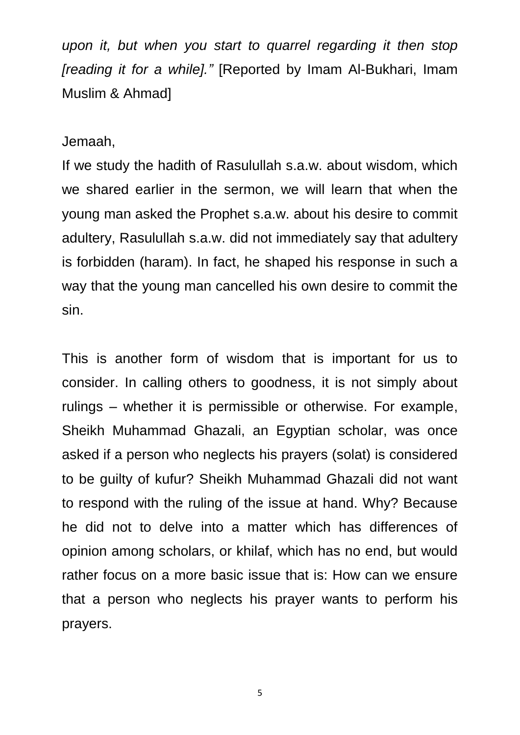*upon it, but when you start to quarrel regarding it then stop [reading it for a while]."* [Reported by Imam Al-Bukhari, Imam Muslim & Ahmad]

Jemaah,

If we study the hadith of Rasulullah s.a.w. about wisdom, which we shared earlier in the sermon, we will learn that when the young man asked the Prophet s.a.w. about his desire to commit adultery, Rasulullah s.a.w. did not immediately say that adultery is forbidden (haram). In fact, he shaped his response in such a way that the young man cancelled his own desire to commit the sin.

This is another form of wisdom that is important for us to consider. In calling others to goodness, it is not simply about rulings – whether it is permissible or otherwise. For example, Sheikh Muhammad Ghazali, an Egyptian scholar, was once asked if a person who neglects his prayers (solat) is considered to be guilty of kufur? Sheikh Muhammad Ghazali did not want to respond with the ruling of the issue at hand. Why? Because he did not to delve into a matter which has differences of opinion among scholars, or khilaf, which has no end, but would rather focus on a more basic issue that is: How can we ensure that a person who neglects his prayer wants to perform his prayers.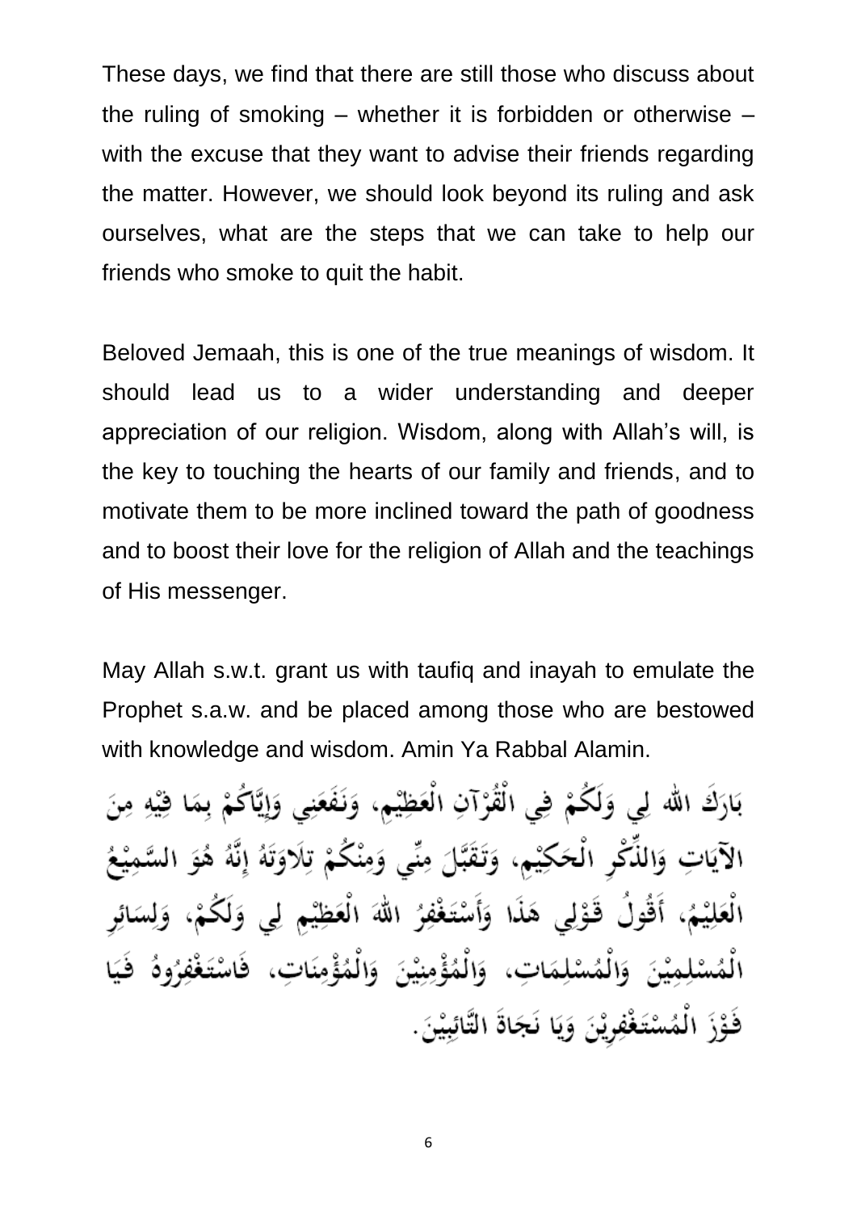These days, we find that there are still those who discuss about the ruling of smoking – whether it is forbidden or otherwise – with the excuse that they want to advise their friends regarding the matter. However, we should look beyond its ruling and ask ourselves, what are the steps that we can take to help our friends who smoke to quit the habit.

Beloved Jemaah, this is one of the true meanings of wisdom. It should lead us to a wider understanding and deeper appreciation of our religion. Wisdom, along with Allah's will, is the key to touching the hearts of our family and friends, and to motivate them to be more inclined toward the path of goodness and to boost their love for the religion of Allah and the teachings of His messenger.

May Allah s.w.t. grant us with taufiq and inayah to emulate the Prophet s.a.w. and be placed among those who are bestowed with knowledge and wisdom. Amin Ya Rabbal Alamin.

بَارَكَ اللهُ لِي وَلَكُمْ فِي الْقُرْآنِ الْعَظِيْمِ، وَنَفَعَنِي وَإِيَّاكُمْ بِمَا فِيْهِ مِنَ الآيَاتِ وَالذِّكْرِ الْحَكِيْمِ، وَتَقَبَّلَ مِنِّي وَمِنْكُمْ تِلَاوَتَهُ إِنَّهُ هُوَ السَّمِيْعُ الْعَلِيْمُ، أَقُولُ قَوْلِي هَذَا وَأَسْتَغْفِرُ اللهَ الْعَظِيْمَ لِي وَلَكُمْ، وَلِسَائِرِ الْمُسْلِمِيْنَ وَالْمُسْلِمَاتِ، وَالْمُؤْمِنِيْنَ وَالْمُؤْمِنَاتِ، فَاسْتَغْفِرُوهُ فَيَا فَوْزَ الْمُسْتَغْفِرِيْنَ وَيَا نَجَاةَ التَّائِبِيْنَ.